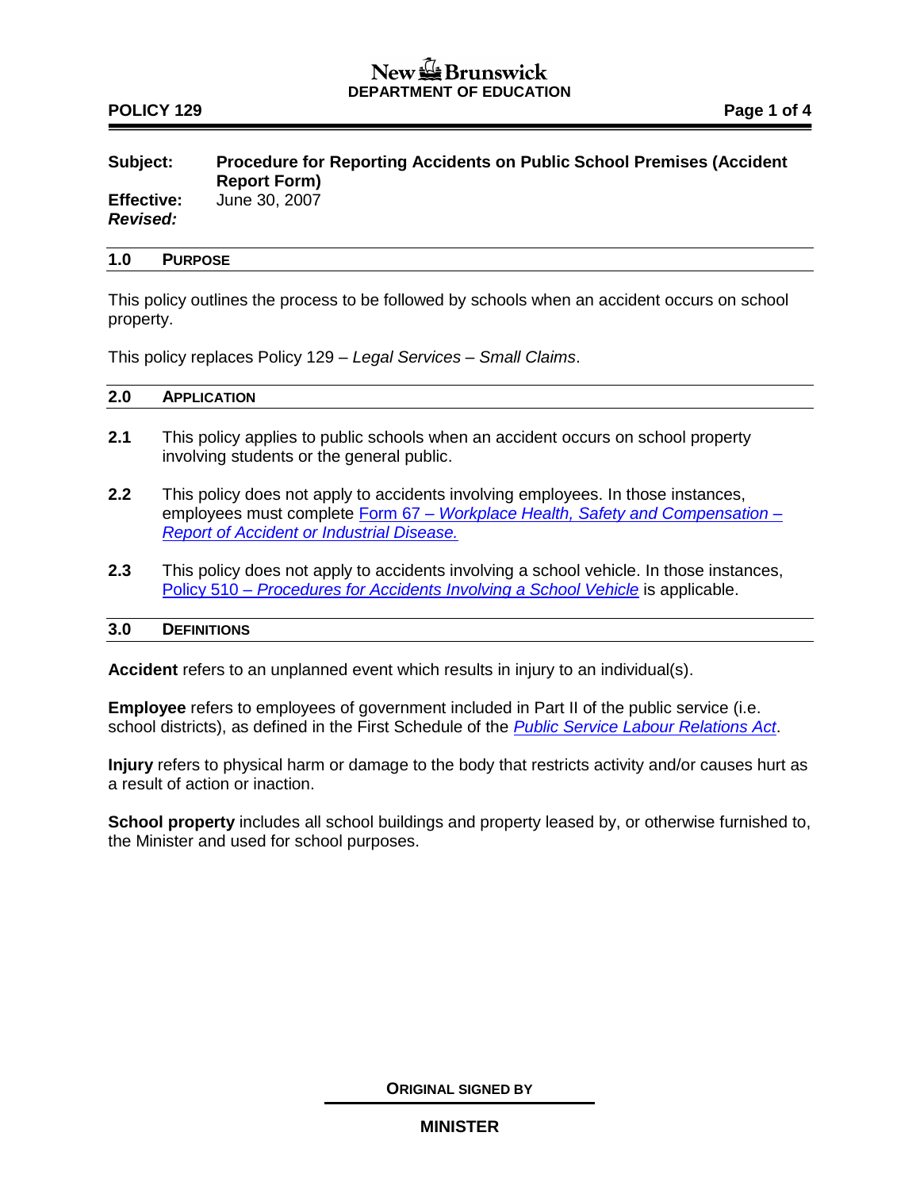New Brunswick
**DEPARTMENT OF EDUCATION**

**POLICY 129**

| | |
|---|---|
| **Subject:** | **Procedure for Reporting Accidents on Public School Premises (Accident Report Form)** |
| **Effective:** | June 30, 2007 |
| ***Revised:*** | |

## 1.0 PURPOSE

This policy outlines the process to be followed by schools when an accident occurs on school property.

This policy replaces Policy 129 – *Legal Services – Small Claims*.

## 2.0 APPLICATION

**2.1** This policy applies to public schools when an accident occurs on school property involving students or the general public.

**2.2** This policy does not apply to accidents involving employees. In those instances, employees must complete Form 67 – *Workplace Health, Safety and Compensation – Report of Accident or Industrial Disease.*

**2.3** This policy does not apply to accidents involving a school vehicle. In those instances, Policy 510 – *Procedures for Accidents Involving a School Vehicle* is applicable.

## 3.0 DEFINITIONS

**Accident** refers to an unplanned event which results in injury to an individual(s).

**Employee** refers to employees of government included in Part II of the public service (i.e. school districts), as defined in the First Schedule of the *Public Service Labour Relations Act*.

**Injury** refers to physical harm or damage to the body that restricts activity and/or causes hurt as a result of action or inaction.

**School property** includes all school buildings and property leased by, or otherwise furnished to, the Minister and used for school purposes.

**ORIGINAL SIGNED BY**

**MINISTER**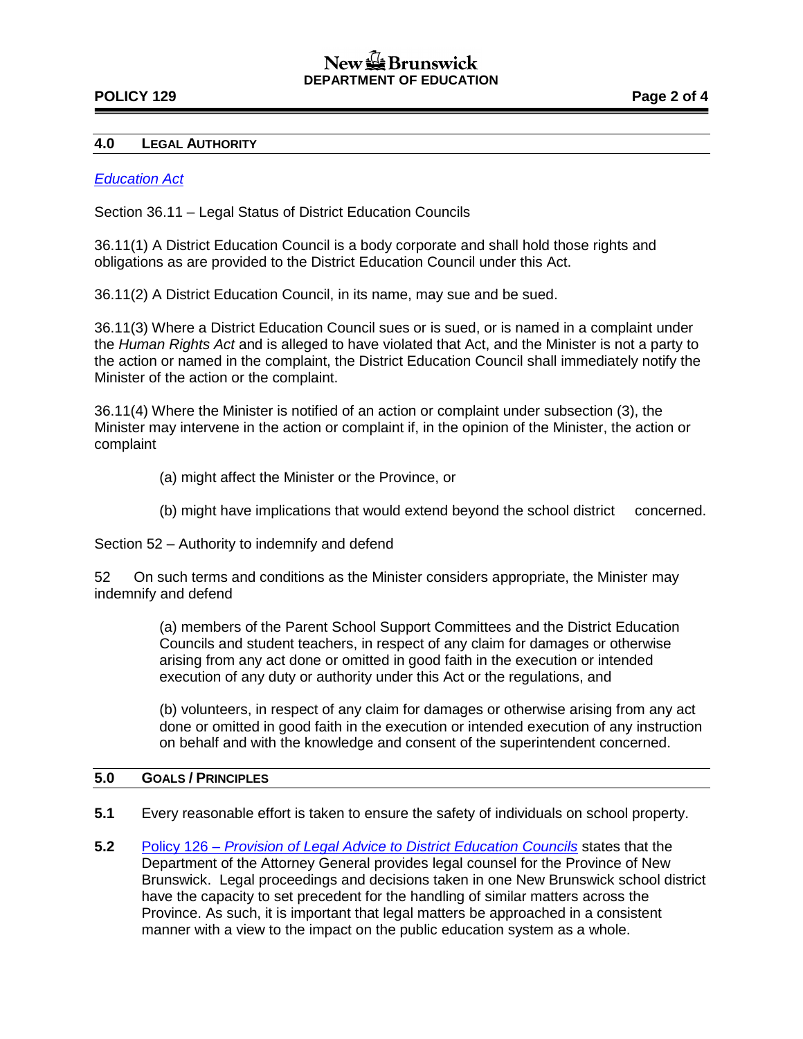## 4.0 LEGAL AUTHORITY

[*Education Act*]

Section 36.11 – Legal Status of District Education Councils

36.11(1) A District Education Council is a body corporate and shall hold those rights and obligations as are provided to the District Education Council under this Act.

36.11(2) A District Education Council, in its name, may sue and be sued.

36.11(3) Where a District Education Council sues or is sued, or is named in a complaint under the *Human Rights Act* and is alleged to have violated that Act, and the Minister is not a party to the action or named in the complaint, the District Education Council shall immediately notify the Minister of the action or the complaint.

36.11(4) Where the Minister is notified of an action or complaint under subsection (3), the Minister may intervene in the action or complaint if, in the opinion of the Minister, the action or complaint

> (a) might affect the Minister or the Province, or
>
> (b) might have implications that would extend beyond the school district concerned.

Section 52 – Authority to indemnify and defend

52 On such terms and conditions as the Minister considers appropriate, the Minister may indemnify and defend

> (a) members of the Parent School Support Committees and the District Education Councils and student teachers, in respect of any claim for damages or otherwise arising from any act done or omitted in good faith in the execution or intended execution of any duty or authority under this Act or the regulations, and
>
> (b) volunteers, in respect of any claim for damages or otherwise arising from any act done or omitted in good faith in the execution or intended execution of any instruction on behalf and with the knowledge and consent of the superintendent concerned.

## 5.0 GOALS / PRINCIPLES

**5.1** Every reasonable effort is taken to ensure the safety of individuals on school property.

**5.2** Policy 126 – *Provision of Legal Advice to District Education Councils* states that the Department of the Attorney General provides legal counsel for the Province of New Brunswick. Legal proceedings and decisions taken in one New Brunswick school district have the capacity to set precedent for the handling of similar matters across the Province. As such, it is important that legal matters be approached in a consistent manner with a view to the impact on the public education system as a whole.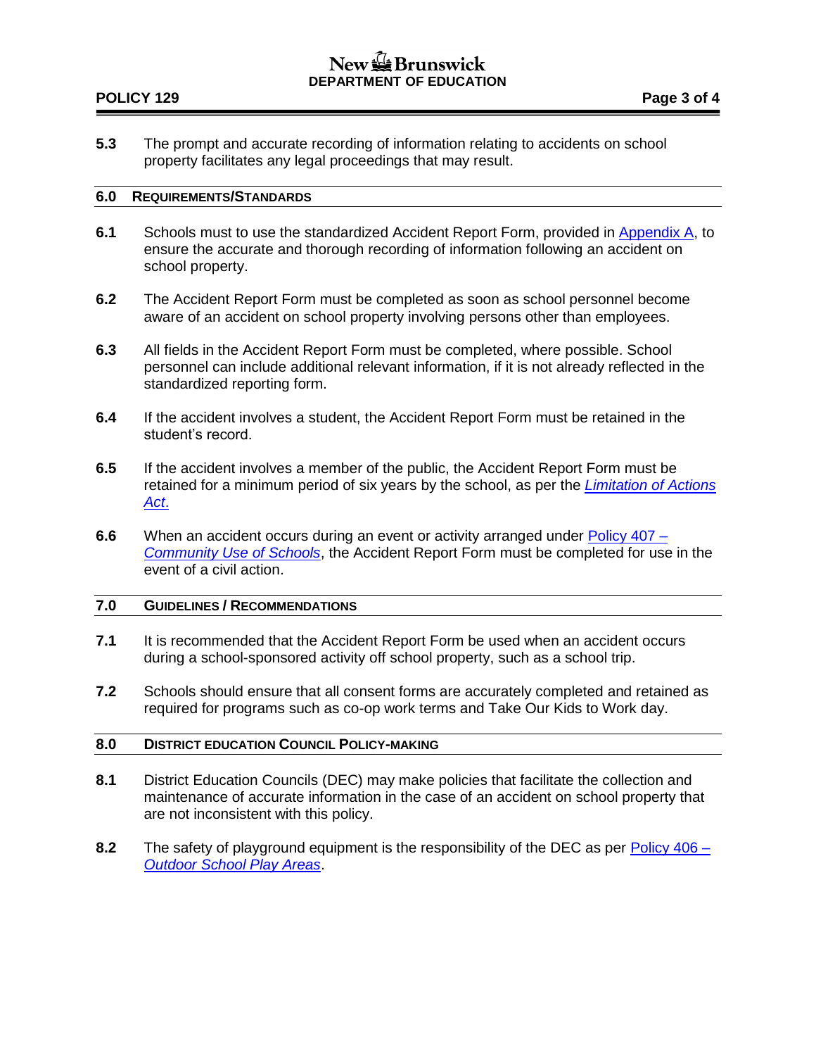**5.3** The prompt and accurate recording of information relating to accidents on school property facilitates any legal proceedings that may result.

## 6.0 REQUIREMENTS/STANDARDS

**6.1** Schools must to use the standardized Accident Report Form, provided in Appendix A, to ensure the accurate and thorough recording of information following an accident on school property.

**6.2** The Accident Report Form must be completed as soon as school personnel become aware of an accident on school property involving persons other than employees.

**6.3** All fields in the Accident Report Form must be completed, where possible. School personnel can include additional relevant information, if it is not already reflected in the standardized reporting form.

**6.4** If the accident involves a student, the Accident Report Form must be retained in the student's record.

**6.5** If the accident involves a member of the public, the Accident Report Form must be retained for a minimum period of six years by the school, as per the *Limitation of Actions Act*.

**6.6** When an accident occurs during an event or activity arranged under Policy 407 – *Community Use of Schools*, the Accident Report Form must be completed for use in the event of a civil action.

## 7.0 GUIDELINES / RECOMMENDATIONS

**7.1** It is recommended that the Accident Report Form be used when an accident occurs during a school-sponsored activity off school property, such as a school trip.

**7.2** Schools should ensure that all consent forms are accurately completed and retained as required for programs such as co-op work terms and Take Our Kids to Work day.

## 8.0 DISTRICT EDUCATION COUNCIL POLICY-MAKING

**8.1** District Education Councils (DEC) may make policies that facilitate the collection and maintenance of accurate information in the case of an accident on school property that are not inconsistent with this policy.

**8.2** The safety of playground equipment is the responsibility of the DEC as per Policy 406 – *Outdoor School Play Areas*.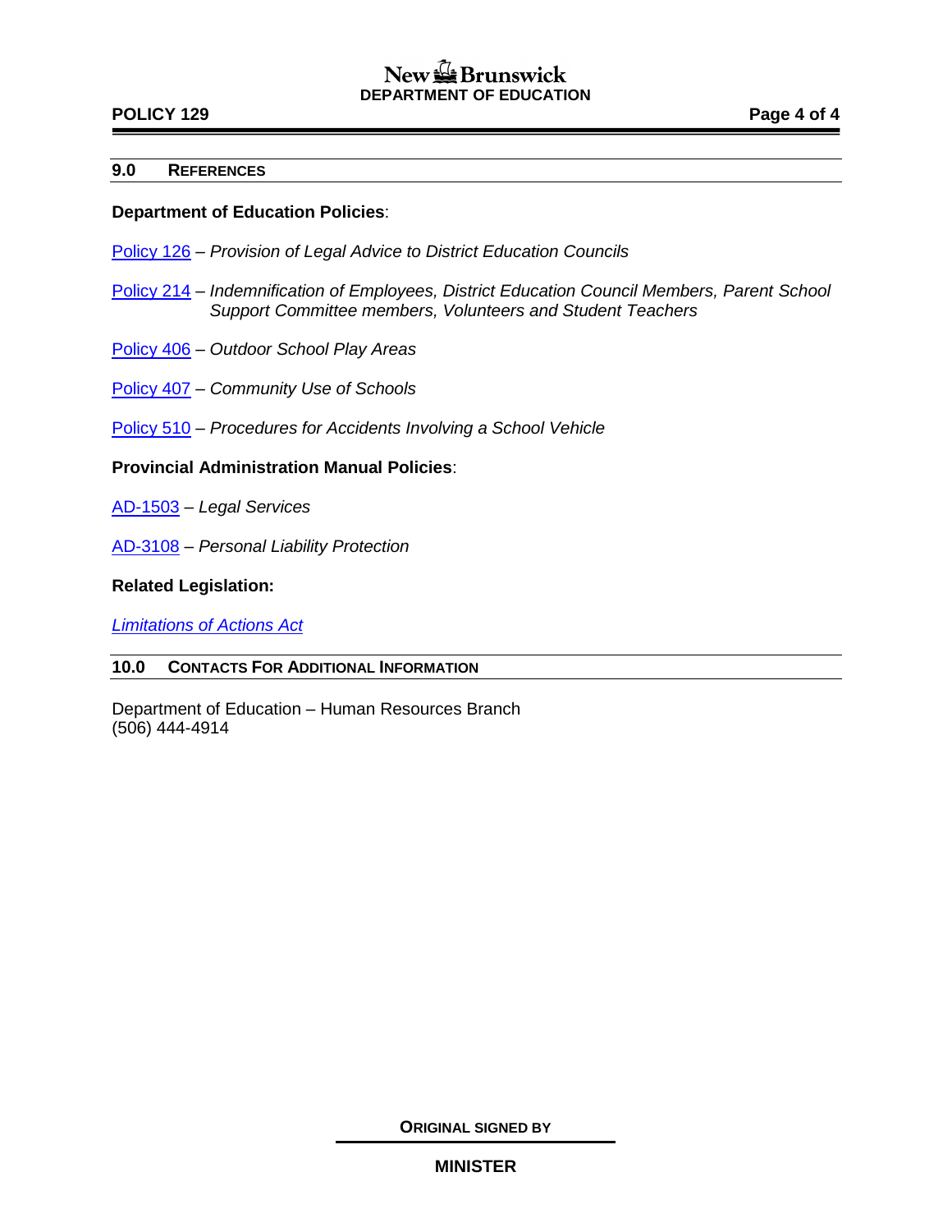## 9.0 References

**Department of Education Policies**:

Policy 126 – *Provision of Legal Advice to District Education Councils*

Policy 214 – *Indemnification of Employees, District Education Council Members, Parent School Support Committee members, Volunteers and Student Teachers*

Policy 406 – *Outdoor School Play Areas*

Policy 407 – *Community Use of Schools*

Policy 510 – *Procedures for Accidents Involving a School Vehicle*

**Provincial Administration Manual Policies**:

AD-1503 – *Legal Services*

AD-3108 – *Personal Liability Protection*

**Related Legislation:**

*Limitations of Actions Act*

## 10.0 Contacts For Additional Information

Department of Education – Human Resources Branch
(506) 444-4914

**Original signed by**

**MINISTER**